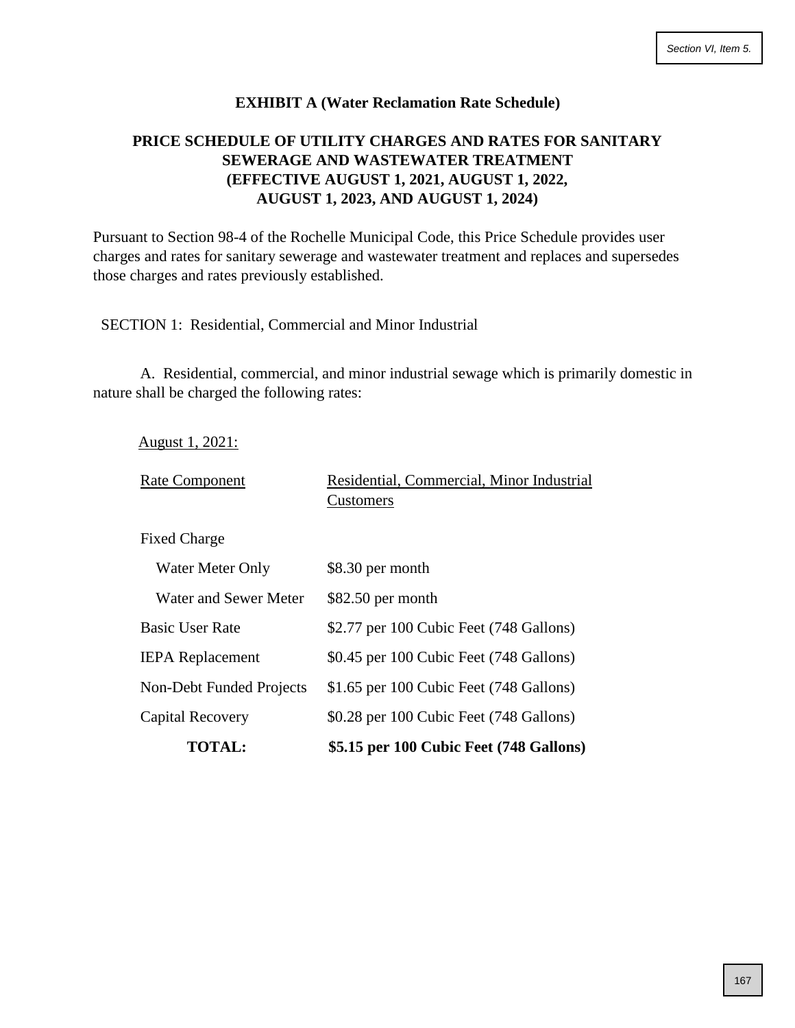**EXHIBIT A (Water Reclamation Rate Schedule)**

**PRICE SCHEDULE OF UTILITY CHARGES AND RATES FOR SANITARY SEWERAGE AND WASTEWATER TREATMENT (EFFECTIVE AUGUST 1, 2021, AUGUST 1, 2022, AUGUST 1, 2023, AND AUGUST 1, 2024)**

Pursuant to Section 98-4 of the Rochelle Municipal Code, this Price Schedule provides user charges and rates for sanitary sewerage and wastewater treatment and replaces and supersedes those charges and rates previously established.

SECTION 1: Residential, Commercial and Minor Industrial

A. Residential, commercial, and minor industrial sewage which is primarily domestic in nature shall be charged the following rates:

August 1, 2021:

| Rate Component | Residential, Commercial, Minor Industrial Customers |
|---|---|
| Fixed Charge | |
| Water Meter Only | $8.30 per month |
| Water and Sewer Meter | $82.50 per month |
| Basic User Rate | $2.77 per 100 Cubic Feet (748 Gallons) |
| IEPA Replacement | $0.45 per 100 Cubic Feet (748 Gallons) |
| Non-Debt Funded Projects | $1.65 per 100 Cubic Feet (748 Gallons) |
| Capital Recovery | $0.28 per 100 Cubic Feet (748 Gallons) |
| **TOTAL:** | **$5.15 per 100 Cubic Feet (748 Gallons)** |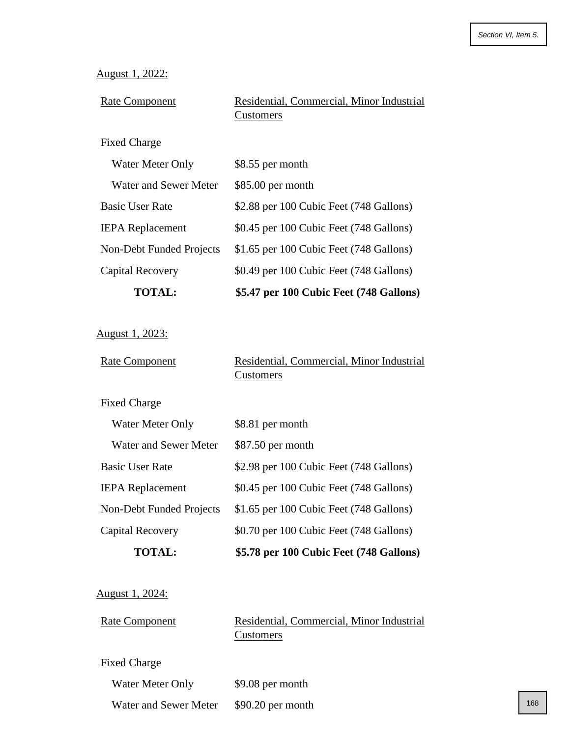August 1, 2022:

| Rate Component | Residential, Commercial, Minor Industrial Customers |
| --- | --- |
| Fixed Charge | |
| Water Meter Only | $8.55 per month |
| Water and Sewer Meter | $85.00 per month |
| Basic User Rate | $2.88 per 100 Cubic Feet (748 Gallons) |
| IEPA Replacement | $0.45 per 100 Cubic Feet (748 Gallons) |
| Non-Debt Funded Projects | $1.65 per 100 Cubic Feet (748 Gallons) |
| Capital Recovery | $0.49 per 100 Cubic Feet (748 Gallons) |
| **TOTAL:** | **$5.47 per 100 Cubic Feet (748 Gallons)** |

August 1, 2023:

| Rate Component | Residential, Commercial, Minor Industrial Customers |
| --- | --- |
| Fixed Charge | |
| Water Meter Only | $8.81 per month |
| Water and Sewer Meter | $87.50 per month |
| Basic User Rate | $2.98 per 100 Cubic Feet (748 Gallons) |
| IEPA Replacement | $0.45 per 100 Cubic Feet (748 Gallons) |
| Non-Debt Funded Projects | $1.65 per 100 Cubic Feet (748 Gallons) |
| Capital Recovery | $0.70 per 100 Cubic Feet (748 Gallons) |
| **TOTAL:** | **$5.78 per 100 Cubic Feet (748 Gallons)** |

August 1, 2024:

| Rate Component | Residential, Commercial, Minor Industrial Customers |
| --- | --- |
| Fixed Charge | |
| Water Meter Only | $9.08 per month |
| Water and Sewer Meter | $90.20 per month |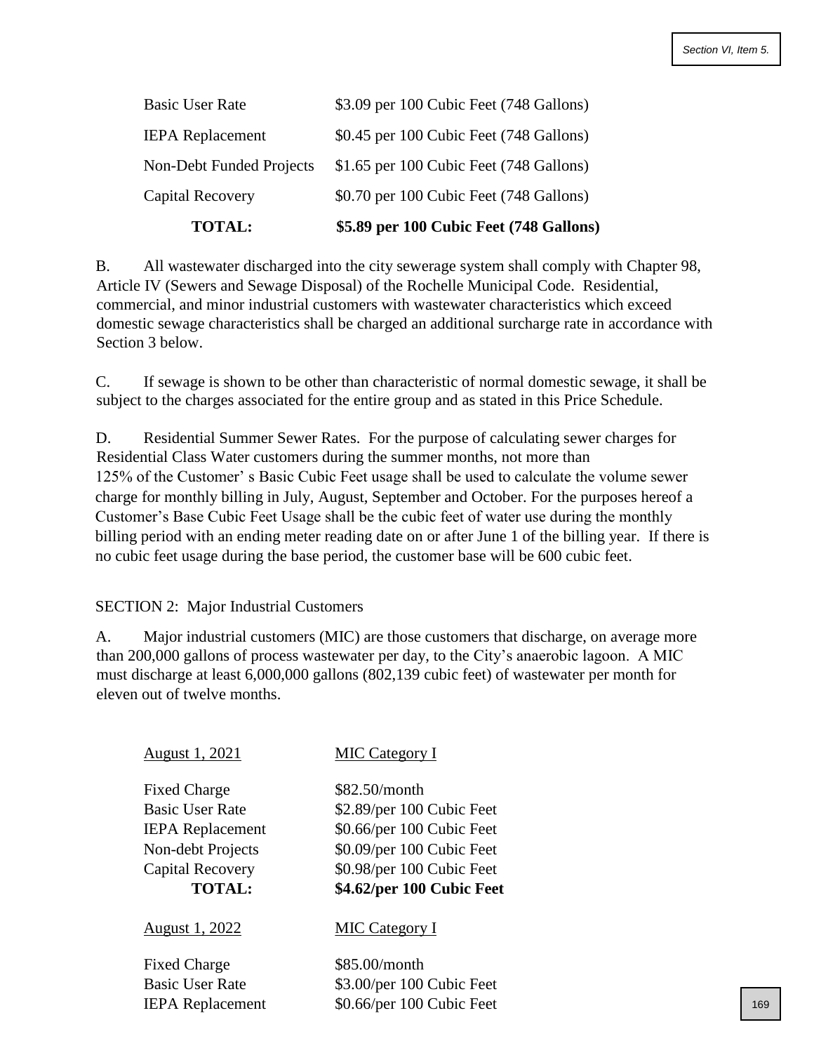| | |
|---|---|
| Basic User Rate | $3.09 per 100 Cubic Feet (748 Gallons) |
| IEPA Replacement | $0.45 per 100 Cubic Feet (748 Gallons) |
| Non-Debt Funded Projects | $1.65 per 100 Cubic Feet (748 Gallons) |
| Capital Recovery | $0.70 per 100 Cubic Feet (748 Gallons) |
| **TOTAL:** | **$5.89 per 100 Cubic Feet (748 Gallons)** |

B. All wastewater discharged into the city sewerage system shall comply with Chapter 98, Article IV (Sewers and Sewage Disposal) of the Rochelle Municipal Code. Residential, commercial, and minor industrial customers with wastewater characteristics which exceed domestic sewage characteristics shall be charged an additional surcharge rate in accordance with Section 3 below.

C. If sewage is shown to be other than characteristic of normal domestic sewage, it shall be subject to the charges associated for the entire group and as stated in this Price Schedule.

D. Residential Summer Sewer Rates. For the purpose of calculating sewer charges for Residential Class Water customers during the summer months, not more than 125% of the Customer' s Basic Cubic Feet usage shall be used to calculate the volume sewer charge for monthly billing in July, August, September and October. For the purposes hereof a Customer's Base Cubic Feet Usage shall be the cubic feet of water use during the monthly billing period with an ending meter reading date on or after June 1 of the billing year. If there is no cubic feet usage during the base period, the customer base will be 600 cubic feet.

SECTION 2: Major Industrial Customers

A. Major industrial customers (MIC) are those customers that discharge, on average more than 200,000 gallons of process wastewater per day, to the City's anaerobic lagoon. A MIC must discharge at least 6,000,000 gallons (802,139 cubic feet) of wastewater per month for eleven out of twelve months.

| August 1, 2021 | MIC Category I |
|---|---|
| Fixed Charge | $82.50/month |
| Basic User Rate | $2.89/per 100 Cubic Feet |
| IEPA Replacement | $0.66/per 100 Cubic Feet |
| Non-debt Projects | $0.09/per 100 Cubic Feet |
| Capital Recovery | $0.98/per 100 Cubic Feet |
| **TOTAL:** | **$4.62/per 100 Cubic Feet** |

| August 1, 2022 | MIC Category I |
|---|---|
| Fixed Charge | $85.00/month |
| Basic User Rate | $3.00/per 100 Cubic Feet |
| IEPA Replacement | $0.66/per 100 Cubic Feet |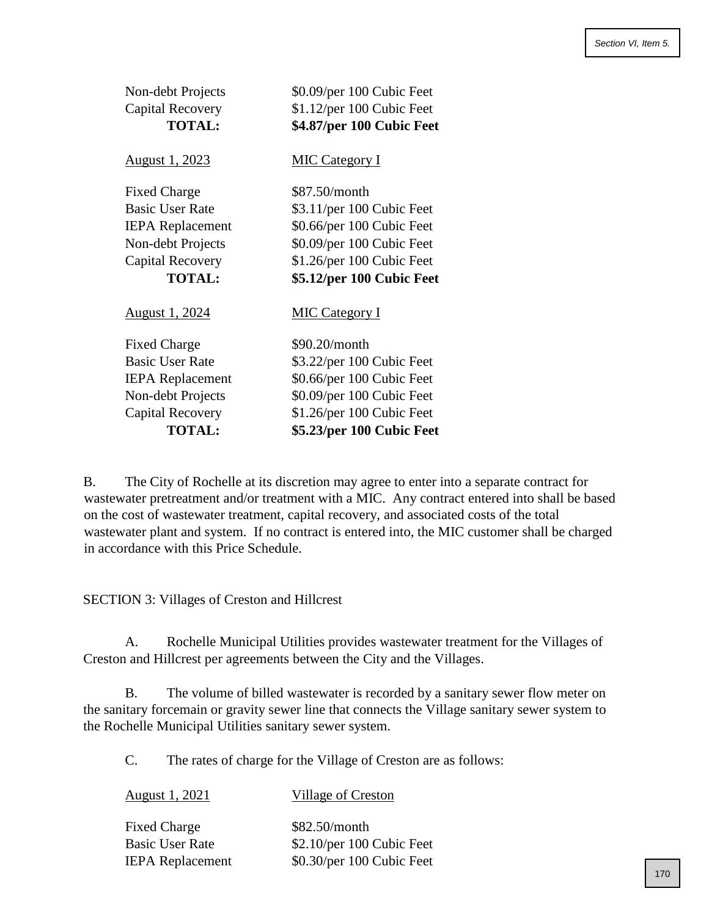| | |
|---|---|
| Non-debt Projects | \$0.09/per 100 Cubic Feet |
| Capital Recovery | \$1.12/per 100 Cubic Feet |
| **TOTAL:** | **\$4.87/per 100 Cubic Feet** |

| <u>August 1, 2023</u> | <u>MIC Category I</u> |
|---|---|
| Fixed Charge | \$87.50/month |
| Basic User Rate | \$3.11/per 100 Cubic Feet |
| IEPA Replacement | \$0.66/per 100 Cubic Feet |
| Non-debt Projects | \$0.09/per 100 Cubic Feet |
| Capital Recovery | \$1.26/per 100 Cubic Feet |
| **TOTAL:** | **\$5.12/per 100 Cubic Feet** |

| <u>August 1, 2024</u> | <u>MIC Category I</u> |
|---|---|
| Fixed Charge | \$90.20/month |
| Basic User Rate | \$3.22/per 100 Cubic Feet |
| IEPA Replacement | \$0.66/per 100 Cubic Feet |
| Non-debt Projects | \$0.09/per 100 Cubic Feet |
| Capital Recovery | \$1.26/per 100 Cubic Feet |
| **TOTAL:** | **\$5.23/per 100 Cubic Feet** |

B. The City of Rochelle at its discretion may agree to enter into a separate contract for wastewater pretreatment and/or treatment with a MIC. Any contract entered into shall be based on the cost of wastewater treatment, capital recovery, and associated costs of the total wastewater plant and system. If no contract is entered into, the MIC customer shall be charged in accordance with this Price Schedule.

SECTION 3: Villages of Creston and Hillcrest

A. Rochelle Municipal Utilities provides wastewater treatment for the Villages of Creston and Hillcrest per agreements between the City and the Villages.

B. The volume of billed wastewater is recorded by a sanitary sewer flow meter on the sanitary forcemain or gravity sewer line that connects the Village sanitary sewer system to the Rochelle Municipal Utilities sanitary sewer system.

C. The rates of charge for the Village of Creston are as follows:

| <u>August 1, 2021</u> | <u>Village of Creston</u> |
|---|---|
| Fixed Charge | \$82.50/month |
| Basic User Rate | \$2.10/per 100 Cubic Feet |
| IEPA Replacement | \$0.30/per 100 Cubic Feet |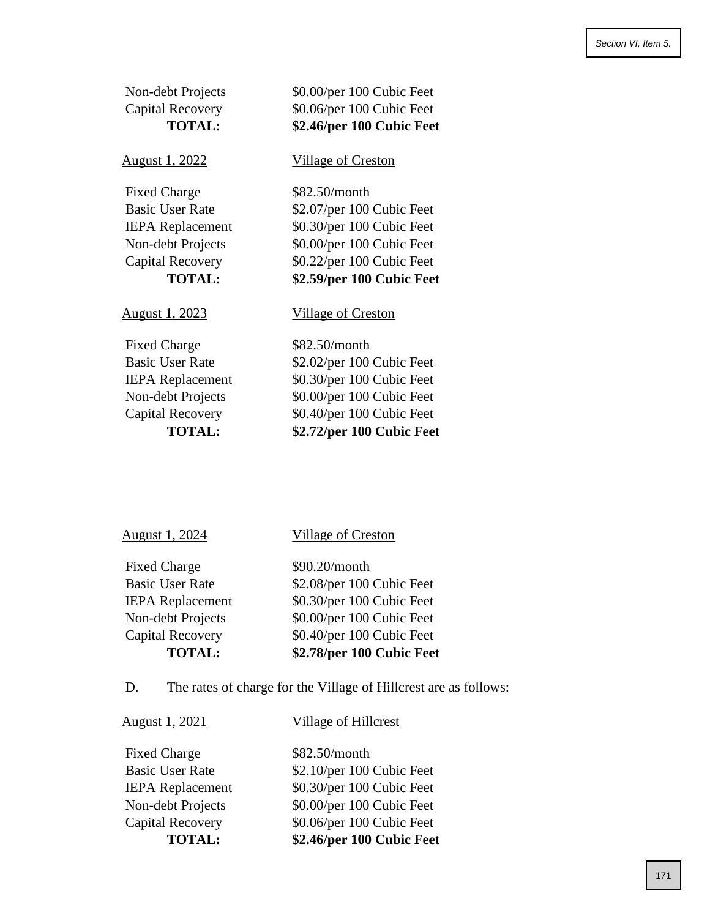| | |
|---|---|
| Non-debt Projects | $0.00/per 100 Cubic Feet |
| Capital Recovery | $0.06/per 100 Cubic Feet |
| **TOTAL:** | **$2.46/per 100 Cubic Feet** |

| August 1, 2022 | Village of Creston |
|---|---|
| Fixed Charge | $82.50/month |
| Basic User Rate | $2.07/per 100 Cubic Feet |
| IEPA Replacement | $0.30/per 100 Cubic Feet |
| Non-debt Projects | $0.00/per 100 Cubic Feet |
| Capital Recovery | $0.22/per 100 Cubic Feet |
| **TOTAL:** | **$2.59/per 100 Cubic Feet** |

| August 1, 2023 | Village of Creston |
|---|---|
| Fixed Charge | $82.50/month |
| Basic User Rate | $2.02/per 100 Cubic Feet |
| IEPA Replacement | $0.30/per 100 Cubic Feet |
| Non-debt Projects | $0.00/per 100 Cubic Feet |
| Capital Recovery | $0.40/per 100 Cubic Feet |
| **TOTAL:** | **$2.72/per 100 Cubic Feet** |

| August 1, 2024 | Village of Creston |
|---|---|
| Fixed Charge | $90.20/month |
| Basic User Rate | $2.08/per 100 Cubic Feet |
| IEPA Replacement | $0.30/per 100 Cubic Feet |
| Non-debt Projects | $0.00/per 100 Cubic Feet |
| Capital Recovery | $0.40/per 100 Cubic Feet |
| **TOTAL:** | **$2.78/per 100 Cubic Feet** |

D. The rates of charge for the Village of Hillcrest are as follows:

| August 1, 2021 | Village of Hillcrest |
|---|---|
| Fixed Charge | $82.50/month |
| Basic User Rate | $2.10/per 100 Cubic Feet |
| IEPA Replacement | $0.30/per 100 Cubic Feet |
| Non-debt Projects | $0.00/per 100 Cubic Feet |
| Capital Recovery | $0.06/per 100 Cubic Feet |
| **TOTAL:** | **$2.46/per 100 Cubic Feet** |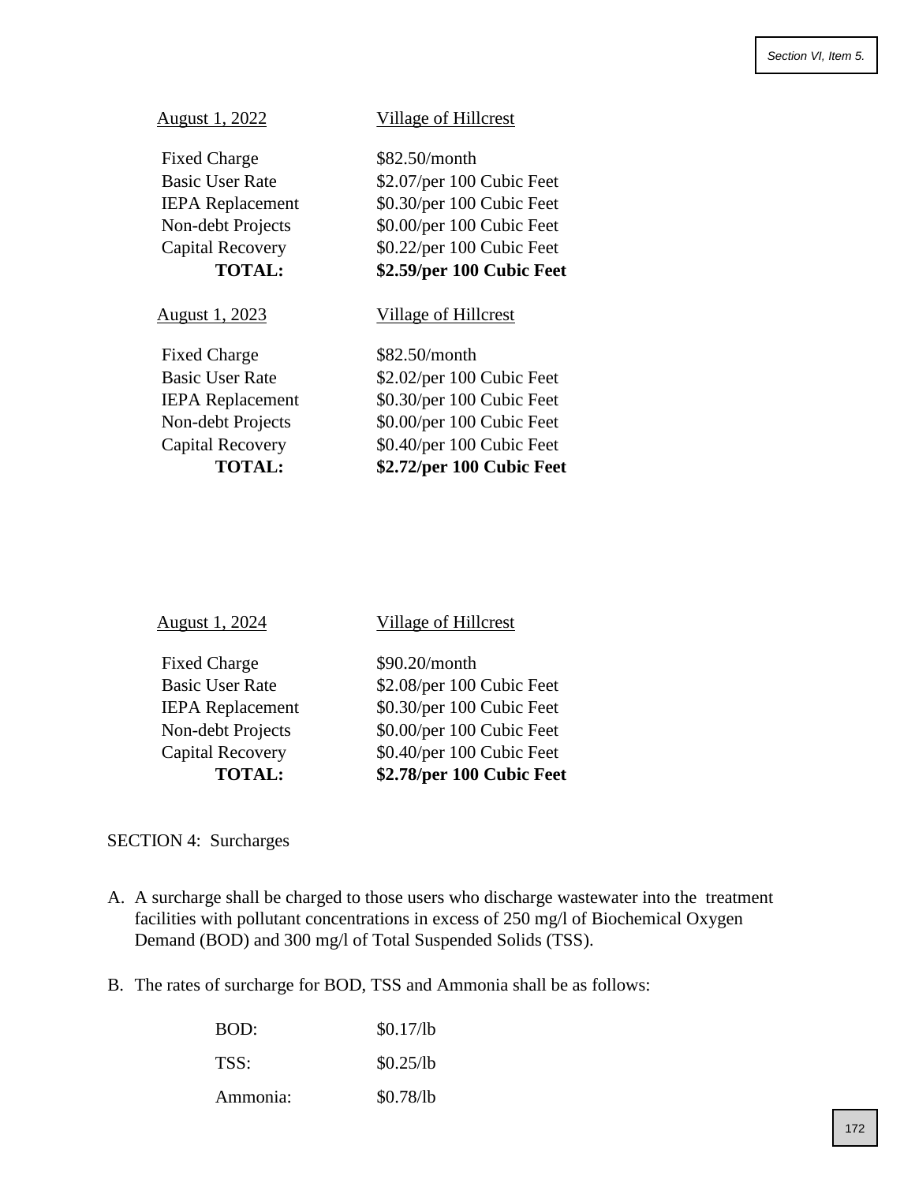| August 1, 2022 | Village of Hillcrest |
|---|---|
| Fixed Charge | $82.50/month |
| Basic User Rate | $2.07/per 100 Cubic Feet |
| IEPA Replacement | $0.30/per 100 Cubic Feet |
| Non-debt Projects | $0.00/per 100 Cubic Feet |
| Capital Recovery | $0.22/per 100 Cubic Feet |
| **TOTAL:** | **$2.59/per 100 Cubic Feet** |

| August 1, 2023 | Village of Hillcrest |
|---|---|
| Fixed Charge | $82.50/month |
| Basic User Rate | $2.02/per 100 Cubic Feet |
| IEPA Replacement | $0.30/per 100 Cubic Feet |
| Non-debt Projects | $0.00/per 100 Cubic Feet |
| Capital Recovery | $0.40/per 100 Cubic Feet |
| **TOTAL:** | **$2.72/per 100 Cubic Feet** |

| August 1, 2024 | Village of Hillcrest |
|---|---|
| Fixed Charge | $90.20/month |
| Basic User Rate | $2.08/per 100 Cubic Feet |
| IEPA Replacement | $0.30/per 100 Cubic Feet |
| Non-debt Projects | $0.00/per 100 Cubic Feet |
| Capital Recovery | $0.40/per 100 Cubic Feet |
| **TOTAL:** | **$2.78/per 100 Cubic Feet** |

SECTION 4: Surcharges

A. A surcharge shall be charged to those users who discharge wastewater into the treatment facilities with pollutant concentrations in excess of 250 mg/l of Biochemical Oxygen Demand (BOD) and 300 mg/l of Total Suspended Solids (TSS).

B. The rates of surcharge for BOD, TSS and Ammonia shall be as follows:

| | |
|---|---|
| BOD: | $0.17/lb |
| TSS: | $0.25/lb |
| Ammonia: | $0.78/lb |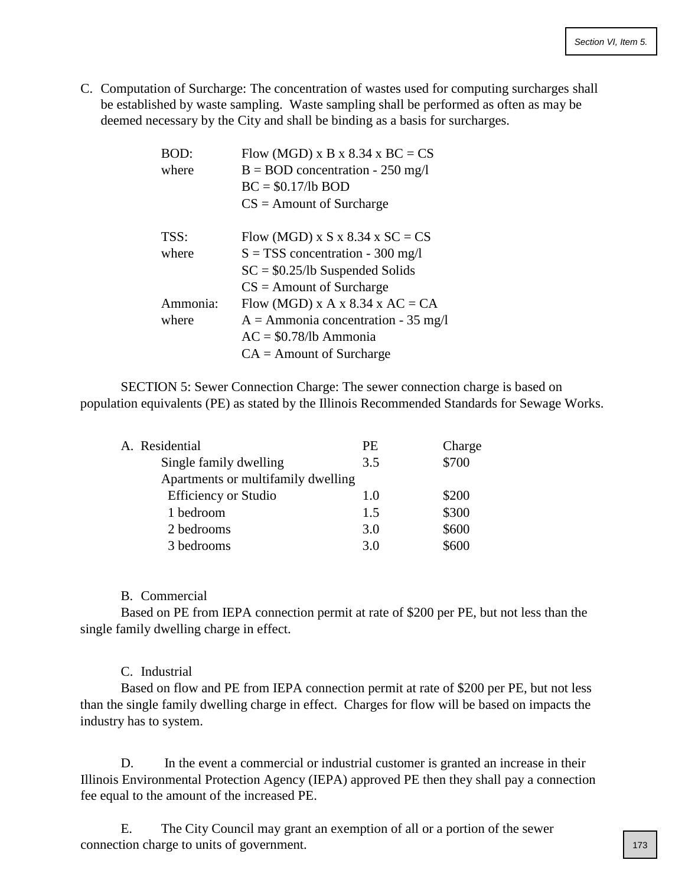C. Computation of Surcharge: The concentration of wastes used for computing surcharges shall be established by waste sampling. Waste sampling shall be performed as often as may be deemed necessary by the City and shall be binding as a basis for surcharges.

| | |
|---|---|
| BOD: | Flow (MGD) x B x 8.34 x BC = CS |
| where | B = BOD concentration - 250 mg/l |
| | BC = $0.17/lb BOD |
| | CS = Amount of Surcharge |
| | |
| TSS: | Flow (MGD) x S x 8.34 x SC = CS |
| where | S = TSS concentration - 300 mg/l |
| | SC = $0.25/lb Suspended Solids |
| | CS = Amount of Surcharge |
| Ammonia: | Flow (MGD) x A x 8.34 x AC = CA |
| where | A = Ammonia concentration - 35 mg/l |
| | AC = $0.78/lb Ammonia |
| | CA = Amount of Surcharge |

SECTION 5: Sewer Connection Charge: The sewer connection charge is based on population equivalents (PE) as stated by the Illinois Recommended Standards for Sewage Works.

| A. Residential | PE | Charge |
|---|---|---|
| Single family dwelling | 3.5 | $700 |
| Apartments or multifamily dwelling | | |
| Efficiency or Studio | 1.0 | $200 |
| 1 bedroom | 1.5 | $300 |
| 2 bedrooms | 3.0 | $600 |
| 3 bedrooms | 3.0 | $600 |

B. Commercial

Based on PE from IEPA connection permit at rate of $200 per PE, but not less than the single family dwelling charge in effect.

C. Industrial

Based on flow and PE from IEPA connection permit at rate of $200 per PE, but not less than the single family dwelling charge in effect. Charges for flow will be based on impacts the industry has to system.

D. In the event a commercial or industrial customer is granted an increase in their Illinois Environmental Protection Agency (IEPA) approved PE then they shall pay a connection fee equal to the amount of the increased PE.

E. The City Council may grant an exemption of all or a portion of the sewer connection charge to units of government.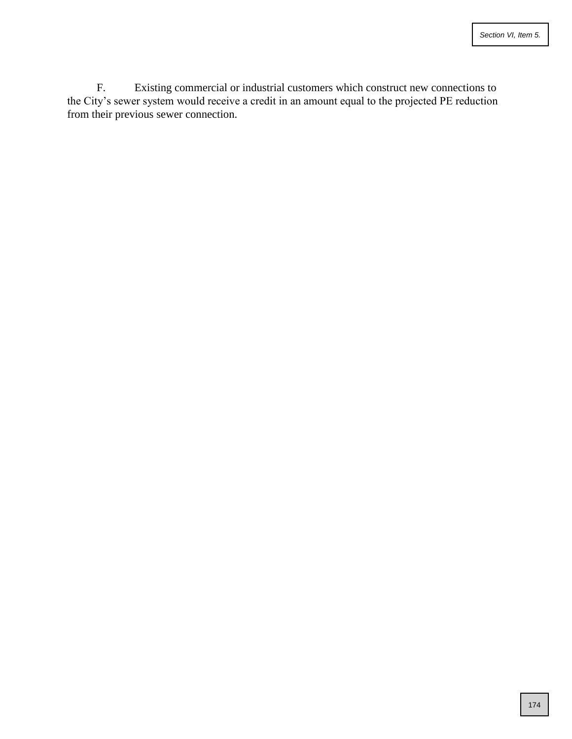F. Existing commercial or industrial customers which construct new connections to the City's sewer system would receive a credit in an amount equal to the projected PE reduction from their previous sewer connection.